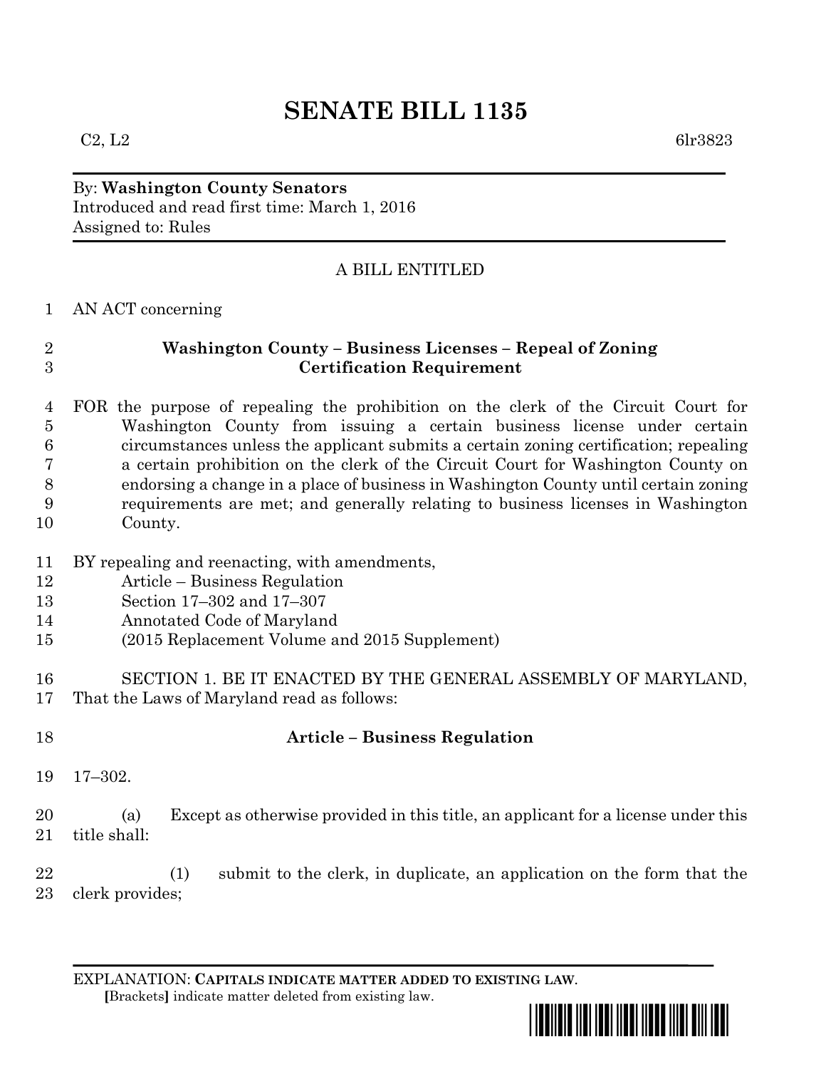# SENATE BILL 1135

C2, L2 6lr3823

By: **Washington County Senators**
Introduced and read first time: March 1, 2016
Assigned to: Rules

A BILL ENTITLED

1 AN ACT concerning

2 **Washington County – Business Licenses – Repeal of Zoning**
3 **Certification Requirement**

4 FOR the purpose of repealing the prohibition on the clerk of the Circuit Court for
5 Washington County from issuing a certain business license under certain
6 circumstances unless the applicant submits a certain zoning certification; repealing
7 a certain prohibition on the clerk of the Circuit Court for Washington County on
8 endorsing a change in a place of business in Washington County until certain zoning
9 requirements are met; and generally relating to business licenses in Washington
10 County.

11 BY repealing and reenacting, with amendments,
12 Article – Business Regulation
13 Section 17–302 and 17–307
14 Annotated Code of Maryland
15 (2015 Replacement Volume and 2015 Supplement)

16 SECTION 1. BE IT ENACTED BY THE GENERAL ASSEMBLY OF MARYLAND,
17 That the Laws of Maryland read as follows:

18 **Article – Business Regulation**

19 17–302.

20 (a) Except as otherwise provided in this title, an applicant for a license under this
21 title shall:

22 (1) submit to the clerk, in duplicate, an application on the form that the
23 clerk provides;

EXPLANATION: **CAPITALS INDICATE MATTER ADDED TO EXISTING LAW.**
**[**Brackets**]** indicate matter deleted from existing law.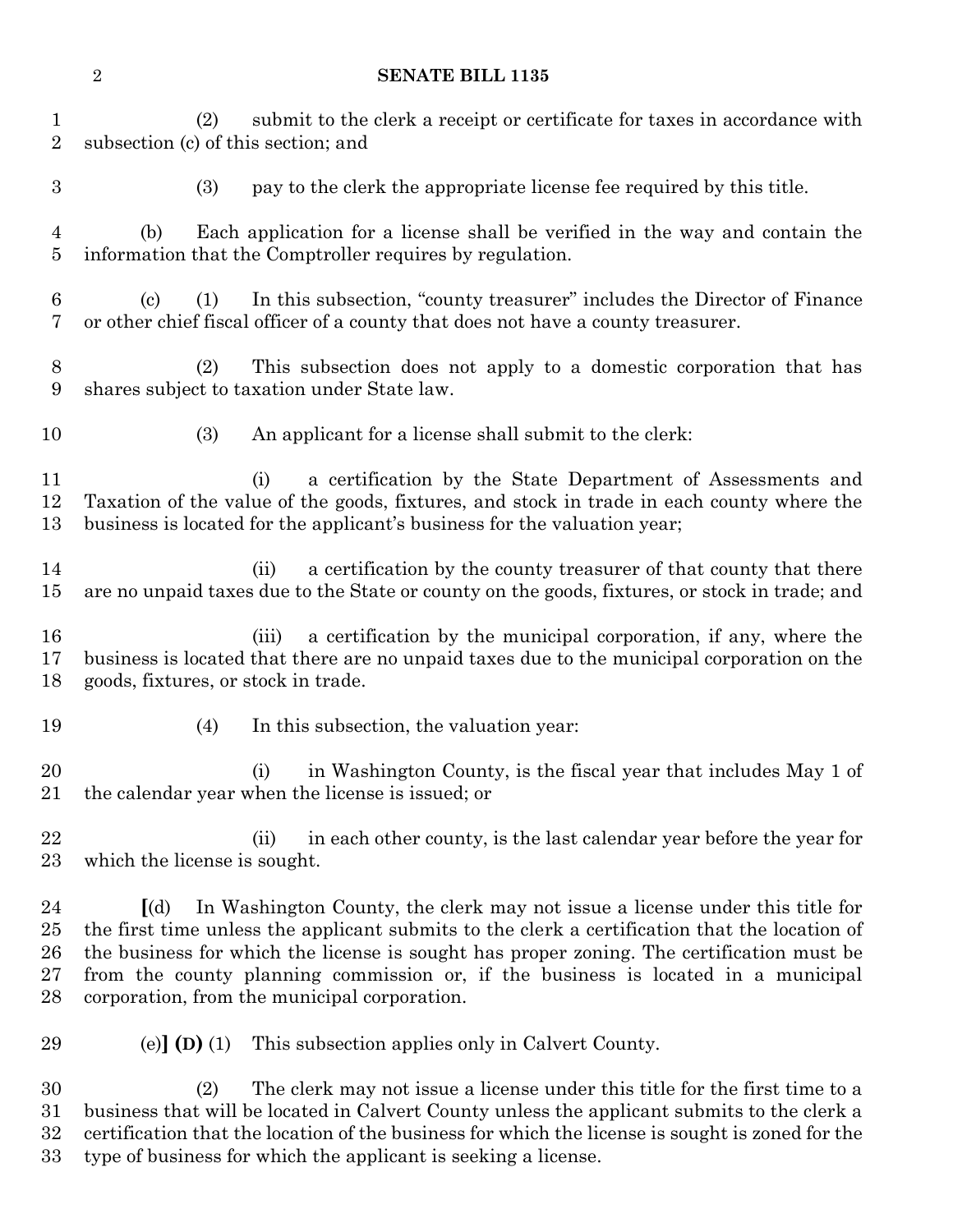(2) submit to the clerk a receipt or certificate for taxes in accordance with subsection (c) of this section; and

(3) pay to the clerk the appropriate license fee required by this title.

(b) Each application for a license shall be verified in the way and contain the information that the Comptroller requires by regulation.

(c) (1) In this subsection, "county treasurer" includes the Director of Finance or other chief fiscal officer of a county that does not have a county treasurer.

(2) This subsection does not apply to a domestic corporation that has shares subject to taxation under State law.

(3) An applicant for a license shall submit to the clerk:

(i) a certification by the State Department of Assessments and Taxation of the value of the goods, fixtures, and stock in trade in each county where the business is located for the applicant's business for the valuation year;

(ii) a certification by the county treasurer of that county that there are no unpaid taxes due to the State or county on the goods, fixtures, or stock in trade; and

(iii) a certification by the municipal corporation, if any, where the business is located that there are no unpaid taxes due to the municipal corporation on the goods, fixtures, or stock in trade.

(4) In this subsection, the valuation year:

(i) in Washington County, is the fiscal year that includes May 1 of the calendar year when the license is issued; or

(ii) in each other county, is the last calendar year before the year for which the license is sought.

**[**(d) In Washington County, the clerk may not issue a license under this title for the first time unless the applicant submits to the clerk a certification that the location of the business for which the license is sought has proper zoning. The certification must be from the county planning commission or, if the business is located in a municipal corporation, from the municipal corporation.

(e)**] (D)** (1) This subsection applies only in Calvert County.

(2) The clerk may not issue a license under this title for the first time to a business that will be located in Calvert County unless the applicant submits to the clerk a certification that the location of the business for which the license is sought is zoned for the type of business for which the applicant is seeking a license.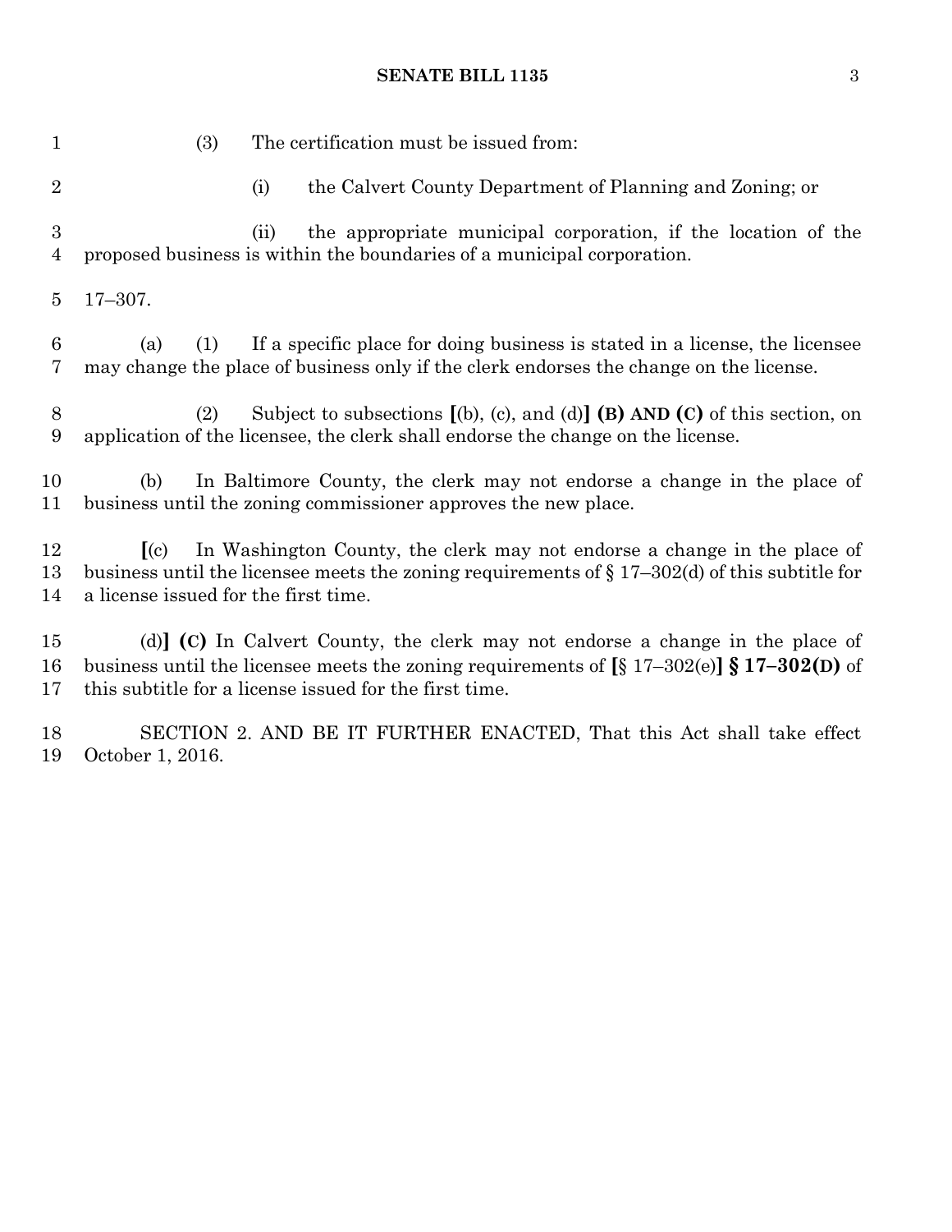(3) The certification must be issued from:

(i) the Calvert County Department of Planning and Zoning; or

(ii) the appropriate municipal corporation, if the location of the proposed business is within the boundaries of a municipal corporation.

17–307.

(a) (1) If a specific place for doing business is stated in a license, the licensee may change the place of business only if the clerk endorses the change on the license.

(2) Subject to subsections [(b), (c), and (d)] **(B) AND (C)** of this section, on application of the licensee, the clerk shall endorse the change on the license.

(b) In Baltimore County, the clerk may not endorse a change in the place of business until the zoning commissioner approves the new place.

[(c) In Washington County, the clerk may not endorse a change in the place of business until the licensee meets the zoning requirements of § 17–302(d) of this subtitle for a license issued for the first time.

(d)] **(C)** In Calvert County, the clerk may not endorse a change in the place of business until the licensee meets the zoning requirements of [§ 17–302(e)] **§ 17–302(D)** of this subtitle for a license issued for the first time.

SECTION 2. AND BE IT FURTHER ENACTED, That this Act shall take effect October 1, 2016.